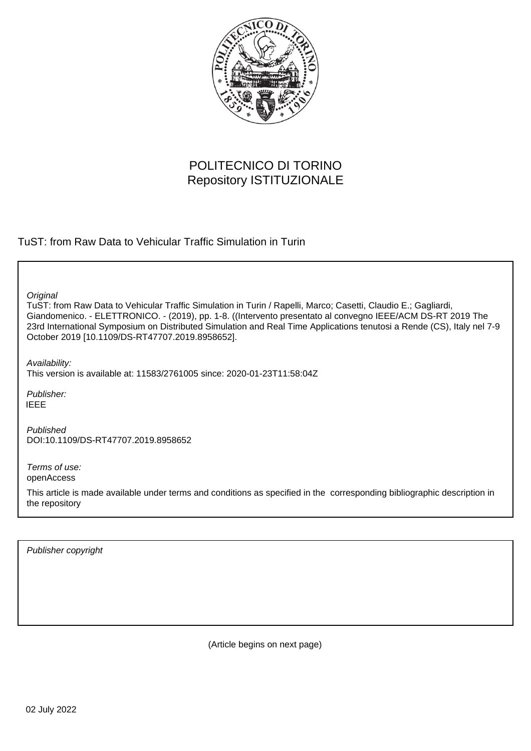POLITECNICO DI TORINO
Repository ISTITUZIONALE

TuST: from Raw Data to Vehicular Traffic Simulation in Turin

*Original*
TuST: from Raw Data to Vehicular Traffic Simulation in Turin / Rapelli, Marco; Casetti, Claudio E.; Gagliardi, Giandomenico. - ELETTRONICO. - (2019), pp. 1-8. ((Intervento presentato al convegno IEEE/ACM DS-RT 2019 The 23rd International Symposium on Distributed Simulation and Real Time Applications tenutosi a Rende (CS), Italy nel 7-9 October 2019 [10.1109/DS-RT47707.2019.8958652].

*Availability:*
This version is available at: 11583/2761005 since: 2020-01-23T11:58:04Z

*Publisher:*
IEEE

*Published*
DOI:10.1109/DS-RT47707.2019.8958652

*Terms of use:*
openAccess

This article is made available under terms and conditions as specified in the corresponding bibliographic description in the repository

*Publisher copyright*

(Article begins on next page)

02 July 2022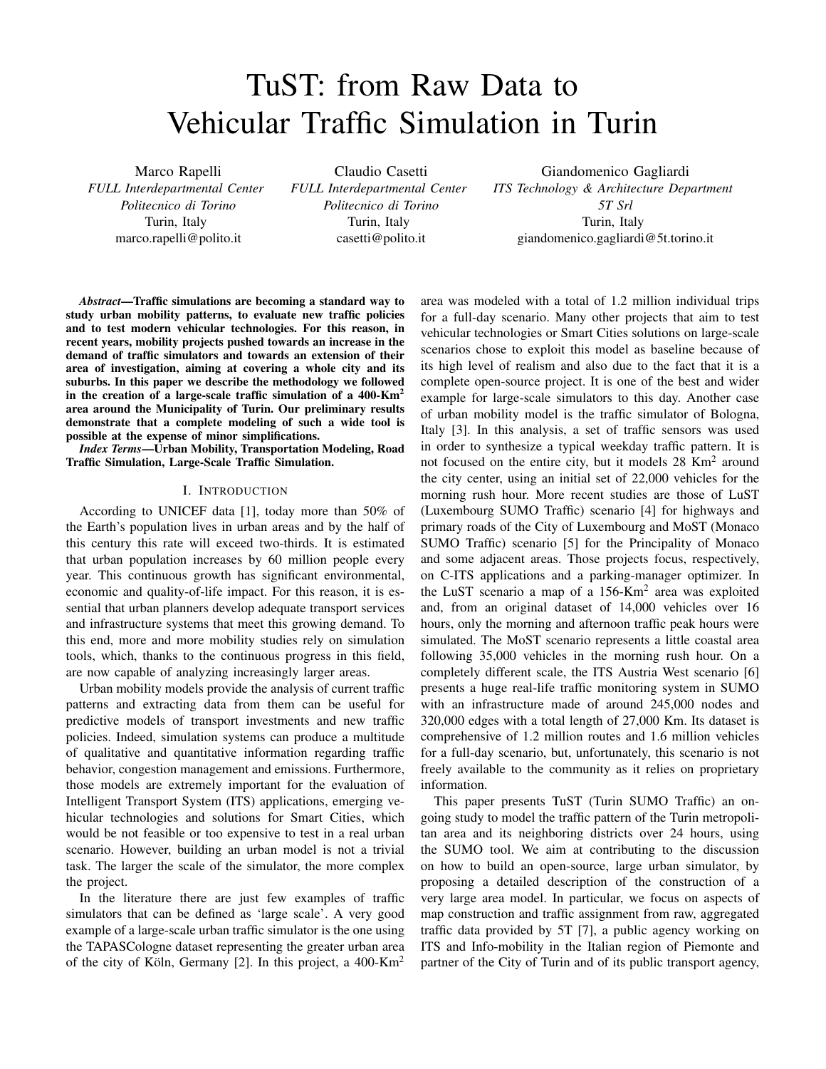# TuST: from Raw Data to Vehicular Traffic Simulation in Turin

Marco Rapelli
*FULL Interdepartmental Center*
*Politecnico di Torino*
Turin, Italy
marco.rapelli@polito.it

Claudio Casetti
*FULL Interdepartmental Center*
*Politecnico di Torino*
Turin, Italy
casetti@polito.it

Giandomenico Gagliardi
*ITS Technology & Architecture Department*
*5T Srl*
Turin, Italy
giandomenico.gagliardi@5t.torino.it

***Abstract*—Traffic simulations are becoming a standard way to study urban mobility patterns, to evaluate new traffic policies and to test modern vehicular technologies. For this reason, in recent years, mobility projects pushed towards an increase in the demand of traffic simulators and towards an extension of their area of investigation, aiming at covering a whole city and its suburbs. In this paper we describe the methodology we followed in the creation of a large-scale traffic simulation of a 400-Km$^2$ area around the Municipality of Turin. Our preliminary results demonstrate that a complete modeling of such a wide tool is possible at the expense of minor simplifications.**

***Index Terms*—Urban Mobility, Transportation Modeling, Road Traffic Simulation, Large-Scale Traffic Simulation.**

## I. Introduction

According to UNICEF data [1], today more than 50% of the Earth's population lives in urban areas and by the half of this century this rate will exceed two-thirds. It is estimated that urban population increases by 60 million people every year. This continuous growth has significant environmental, economic and quality-of-life impact. For this reason, it is essential that urban planners develop adequate transport services and infrastructure systems that meet this growing demand. To this end, more and more mobility studies rely on simulation tools, which, thanks to the continuous progress in this field, are now capable of analyzing increasingly larger areas.

Urban mobility models provide the analysis of current traffic patterns and extracting data from them can be useful for predictive models of transport investments and new traffic policies. Indeed, simulation systems can produce a multitude of qualitative and quantitative information regarding traffic behavior, congestion management and emissions. Furthermore, those models are extremely important for the evaluation of Intelligent Transport System (ITS) applications, emerging vehicular technologies and solutions for Smart Cities, which would be not feasible or too expensive to test in a real urban scenario. However, building an urban model is not a trivial task. The larger the scale of the simulator, the more complex the project.

In the literature there are just few examples of traffic simulators that can be defined as 'large scale'. A very good example of a large-scale urban traffic simulator is the one using the TAPASCologne dataset representing the greater urban area of the city of Köln, Germany [2]. In this project, a 400-Km$^2$ area was modeled with a total of 1.2 million individual trips for a full-day scenario. Many other projects that aim to test vehicular technologies or Smart Cities solutions on large-scale scenarios chose to exploit this model as baseline because of its high level of realism and also due to the fact that it is a complete open-source project. It is one of the best and wider example for large-scale simulators to this day. Another case of urban mobility model is the traffic simulator of Bologna, Italy [3]. In this analysis, a set of traffic sensors was used in order to synthesize a typical weekday traffic pattern. It is not focused on the entire city, but it models 28 Km$^2$ around the city center, using an initial set of 22,000 vehicles for the morning rush hour. More recent studies are those of LuST (Luxembourg SUMO Traffic) scenario [4] for highways and primary roads of the City of Luxembourg and MoST (Monaco SUMO Traffic) scenario [5] for the Principality of Monaco and some adjacent areas. Those projects focus, respectively, on C-ITS applications and a parking-manager optimizer. In the LuST scenario a map of a 156-Km$^2$ area was exploited and, from an original dataset of 14,000 vehicles over 16 hours, only the morning and afternoon traffic peak hours were simulated. The MoST scenario represents a little coastal area following 35,000 vehicles in the morning rush hour. On a completely different scale, the ITS Austria West scenario [6] presents a huge real-life traffic monitoring system in SUMO with an infrastructure made of around 245,000 nodes and 320,000 edges with a total length of 27,000 Km. Its dataset is comprehensive of 1.2 million routes and 1.6 million vehicles for a full-day scenario, but, unfortunately, this scenario is not freely available to the community as it relies on proprietary information.

This paper presents TuST (Turin SUMO Traffic) an ongoing study to model the traffic pattern of the Turin metropolitan area and its neighboring districts over 24 hours, using the SUMO tool. We aim at contributing to the discussion on how to build an open-source, large urban simulator, by proposing a detailed description of the construction of a very large area model. In particular, we focus on aspects of map construction and traffic assignment from raw, aggregated traffic data provided by 5T [7], a public agency working on ITS and Info-mobility in the Italian region of Piemonte and partner of the City of Turin and of its public transport agency,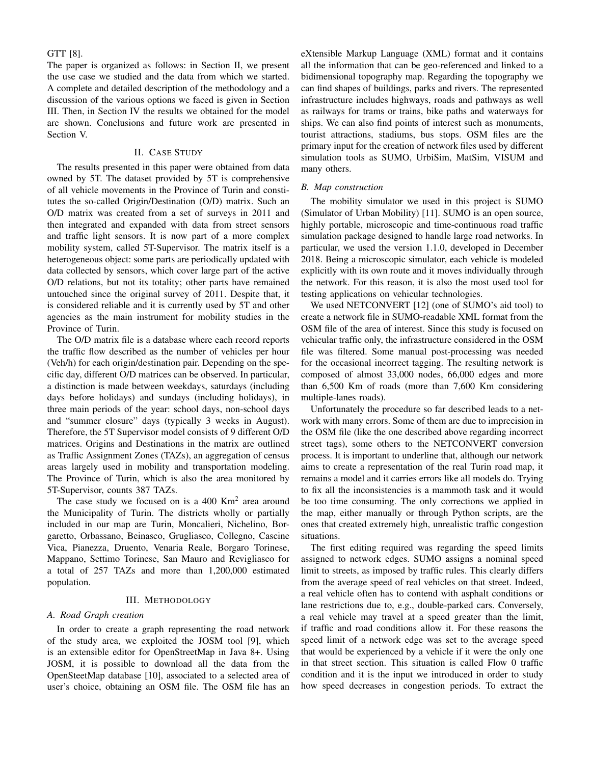GTT [8].

The paper is organized as follows: in Section II, we present the use case we studied and the data from which we started. A complete and detailed description of the methodology and a discussion of the various options we faced is given in Section III. Then, in Section IV the results we obtained for the model are shown. Conclusions and future work are presented in Section V.

## II. Case Study

The results presented in this paper were obtained from data owned by 5T. The dataset provided by 5T is comprehensive of all vehicle movements in the Province of Turin and constitutes the so-called Origin/Destination (O/D) matrix. Such an O/D matrix was created from a set of surveys in 2011 and then integrated and expanded with data from street sensors and traffic light sensors. It is now part of a more complex mobility system, called 5T-Supervisor. The matrix itself is a heterogeneous object: some parts are periodically updated with data collected by sensors, which cover large part of the active O/D relations, but not its totality; other parts have remained untouched since the original survey of 2011. Despite that, it is considered reliable and it is currently used by 5T and other agencies as the main instrument for mobility studies in the Province of Turin.

The O/D matrix file is a database where each record reports the traffic flow described as the number of vehicles per hour (Veh/h) for each origin/destination pair. Depending on the specific day, different O/D matrices can be observed. In particular, a distinction is made between weekdays, saturdays (including days before holidays) and sundays (including holidays), in three main periods of the year: school days, non-school days and "summer closure" days (typically 3 weeks in August). Therefore, the 5T Supervisor model consists of 9 different O/D matrices. Origins and Destinations in the matrix are outlined as Traffic Assignment Zones (TAZs), an aggregation of census areas largely used in mobility and transportation modeling. The Province of Turin, which is also the area monitored by 5T-Supervisor, counts 387 TAZs.

The case study we focused on is a 400 Km$^2$ area around the Municipality of Turin. The districts wholly or partially included in our map are Turin, Moncalieri, Nichelino, Borgaretto, Orbassano, Beinasco, Grugliasco, Collegno, Cascine Vica, Pianezza, Druento, Venaria Reale, Borgaro Torinese, Mappano, Settimo Torinese, San Mauro and Revigliasco for a total of 257 TAZs and more than 1,200,000 estimated population.

## III. Methodology

### A. Road Graph creation

In order to create a graph representing the road network of the study area, we exploited the JOSM tool [9], which is an extensible editor for OpenStreetMap in Java 8+. Using JOSM, it is possible to download all the data from the OpenSteetMap database [10], associated to a selected area of user's choice, obtaining an OSM file. The OSM file has an eXtensible Markup Language (XML) format and it contains all the information that can be geo-referenced and linked to a bidimensional topography map. Regarding the topography we can find shapes of buildings, parks and rivers. The represented infrastructure includes highways, roads and pathways as well as railways for trams or trains, bike paths and waterways for ships. We can also find points of interest such as monuments, tourist attractions, stadiums, bus stops. OSM files are the primary input for the creation of network files used by different simulation tools as SUMO, UrbiSim, MatSim, VISUM and many others.

### B. Map construction

The mobility simulator we used in this project is SUMO (Simulator of Urban Mobility) [11]. SUMO is an open source, highly portable, microscopic and time-continuous road traffic simulation package designed to handle large road networks. In particular, we used the version 1.1.0, developed in December 2018. Being a microscopic simulator, each vehicle is modeled explicitly with its own route and it moves individually through the network. For this reason, it is also the most used tool for testing applications on vehicular technologies.

We used NETCONVERT [12] (one of SUMO's aid tool) to create a network file in SUMO-readable XML format from the OSM file of the area of interest. Since this study is focused on vehicular traffic only, the infrastructure considered in the OSM file was filtered. Some manual post-processing was needed for the occasional incorrect tagging. The resulting network is composed of almost 33,000 nodes, 66,000 edges and more than 6,500 Km of roads (more than 7,600 Km considering multiple-lanes roads).

Unfortunately the procedure so far described leads to a network with many errors. Some of them are due to imprecision in the OSM file (like the one described above regarding incorrect street tags), some others to the NETCONVERT conversion process. It is important to underline that, although our network aims to create a representation of the real Turin road map, it remains a model and it carries errors like all models do. Trying to fix all the inconsistencies is a mammoth task and it would be too time consuming. The only corrections we applied in the map, either manually or through Python scripts, are the ones that created extremely high, unrealistic traffic congestion situations.

The first editing required was regarding the speed limits assigned to network edges. SUMO assigns a nominal speed limit to streets, as imposed by traffic rules. This clearly differs from the average speed of real vehicles on that street. Indeed, a real vehicle often has to contend with asphalt conditions or lane restrictions due to, e.g., double-parked cars. Conversely, a real vehicle may travel at a speed greater than the limit, if traffic and road conditions allow it. For these reasons the speed limit of a network edge was set to the average speed that would be experienced by a vehicle if it were the only one in that street section. This situation is called Flow 0 traffic condition and it is the input we introduced in order to study how speed decreases in congestion periods. To extract the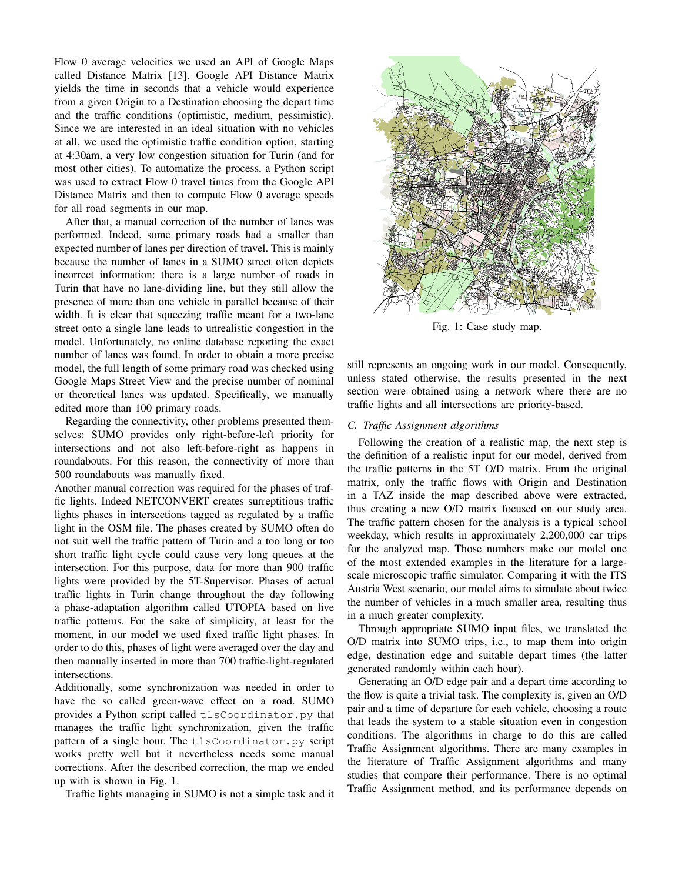Flow 0 average velocities we used an API of Google Maps called Distance Matrix [13]. Google API Distance Matrix yields the time in seconds that a vehicle would experience from a given Origin to a Destination choosing the depart time and the traffic conditions (optimistic, medium, pessimistic). Since we are interested in an ideal situation with no vehicles at all, we used the optimistic traffic condition option, starting at 4:30am, a very low congestion situation for Turin (and for most other cities). To automatize the process, a Python script was used to extract Flow 0 travel times from the Google API Distance Matrix and then to compute Flow 0 average speeds for all road segments in our map.

After that, a manual correction of the number of lanes was performed. Indeed, some primary roads had a smaller than expected number of lanes per direction of travel. This is mainly because the number of lanes in a SUMO street often depicts incorrect information: there is a large number of roads in Turin that have no lane-dividing line, but they still allow the presence of more than one vehicle in parallel because of their width. It is clear that squeezing traffic meant for a two-lane street onto a single lane leads to unrealistic congestion in the model. Unfortunately, no online database reporting the exact number of lanes was found. In order to obtain a more precise model, the full length of some primary road was checked using Google Maps Street View and the precise number of nominal or theoretical lanes was updated. Specifically, we manually edited more than 100 primary roads.

Regarding the connectivity, other problems presented themselves: SUMO provides only right-before-left priority for intersections and not also left-before-right as happens in roundabouts. For this reason, the connectivity of more than 500 roundabouts was manually fixed.

Another manual correction was required for the phases of traffic lights. Indeed NETCONVERT creates surreptitious traffic lights phases in intersections tagged as regulated by a traffic light in the OSM file. The phases created by SUMO often do not suit well the traffic pattern of Turin and a too long or too short traffic light cycle could cause very long queues at the intersection. For this purpose, data for more than 900 traffic lights were provided by the 5T-Supervisor. Phases of actual traffic lights in Turin change throughout the day following a phase-adaptation algorithm called UTOPIA based on live traffic patterns. For the sake of simplicity, at least for the moment, in our model we used fixed traffic light phases. In order to do this, phases of light were averaged over the day and then manually inserted in more than 700 traffic-light-regulated intersections.

Additionally, some synchronization was needed in order to have the so called green-wave effect on a road. SUMO provides a Python script called `tlsCoordinator.py` that manages the traffic light synchronization, given the traffic pattern of a single hour. The `tlsCoordinator.py` script works pretty well but it nevertheless needs some manual corrections. After the described correction, the map we ended up with is shown in Fig. 1.

Traffic lights managing in SUMO is not a simple task and it still represents an ongoing work in our model. Consequently, unless stated otherwise, the results presented in the next section were obtained using a network where there are no traffic lights and all intersections are priority-based.

Fig. 1: Case study map.

### C. Traffic Assignment algorithms

Following the creation of a realistic map, the next step is the definition of a realistic input for our model, derived from the traffic patterns in the 5T O/D matrix. From the original matrix, only the traffic flows with Origin and Destination in a TAZ inside the map described above were extracted, thus creating a new O/D matrix focused on our study area. The traffic pattern chosen for the analysis is a typical school weekday, which results in approximately 2,200,000 car trips for the analyzed map. Those numbers make our model one of the most extended examples in the literature for a large-scale microscopic traffic simulator. Comparing it with the ITS Austria West scenario, our model aims to simulate about twice the number of vehicles in a much smaller area, resulting thus in a much greater complexity.

Through appropriate SUMO input files, we translated the O/D matrix into SUMO trips, i.e., to map them into origin edge, destination edge and suitable depart times (the latter generated randomly within each hour).

Generating an O/D edge pair and a depart time according to the flow is quite a trivial task. The complexity is, given an O/D pair and a time of departure for each vehicle, choosing a route that leads the system to a stable situation even in congestion conditions. The algorithms in charge to do this are called Traffic Assignment algorithms. There are many examples in the literature of Traffic Assignment algorithms and many studies that compare their performance. There is no optimal Traffic Assignment method, and its performance depends on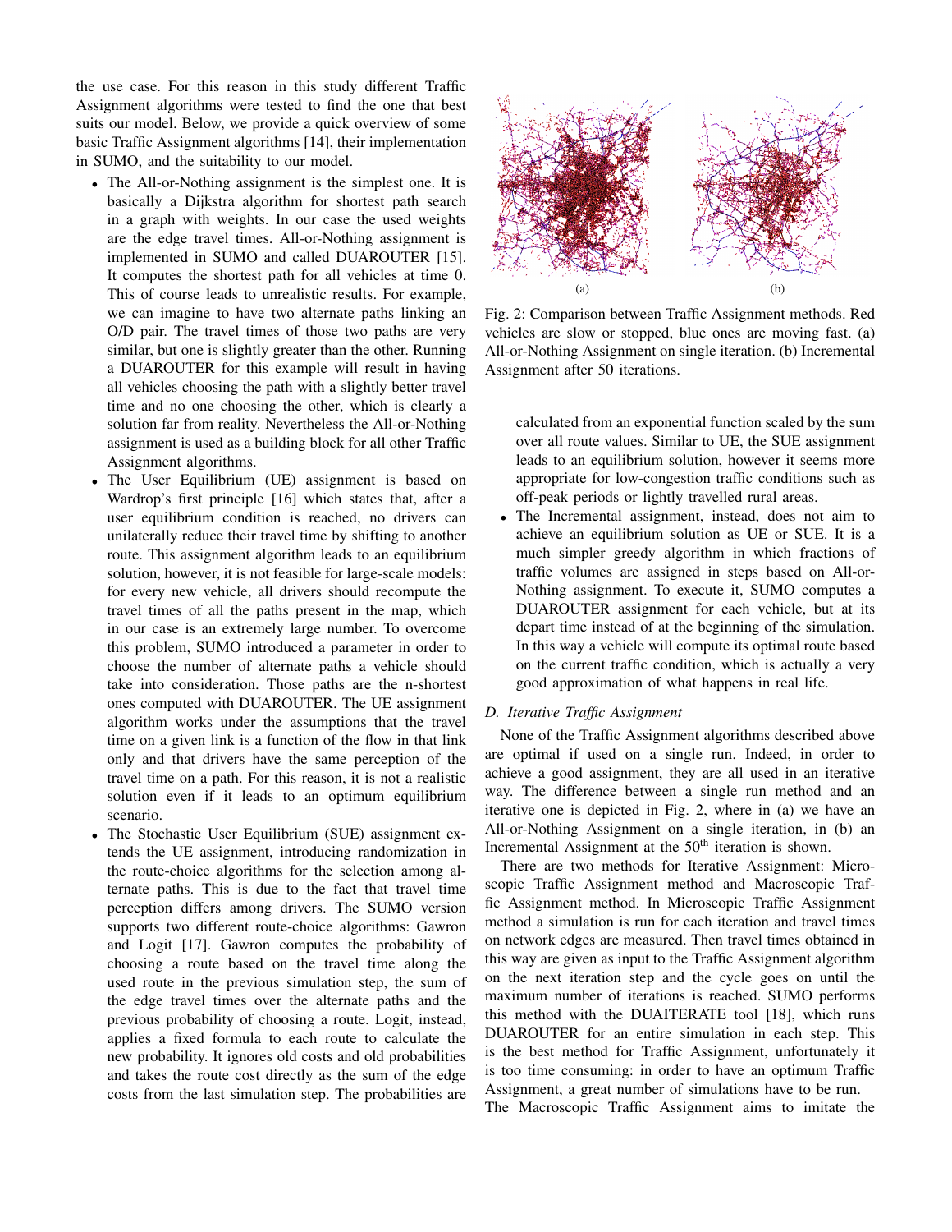the use case. For this reason in this study different Traffic Assignment algorithms were tested to find the one that best suits our model. Below, we provide a quick overview of some basic Traffic Assignment algorithms [14], their implementation in SUMO, and the suitability to our model.

- The All-or-Nothing assignment is the simplest one. It is basically a Dijkstra algorithm for shortest path search in a graph with weights. In our case the used weights are the edge travel times. All-or-Nothing assignment is implemented in SUMO and called DUAROUTER [15]. It computes the shortest path for all vehicles at time 0. This of course leads to unrealistic results. For example, we can imagine to have two alternate paths linking an O/D pair. The travel times of those two paths are very similar, but one is slightly greater than the other. Running a DUAROUTER for this example will result in having all vehicles choosing the path with a slightly better travel time and no one choosing the other, which is clearly a solution far from reality. Nevertheless the All-or-Nothing assignment is used as a building block for all other Traffic Assignment algorithms.
- The User Equilibrium (UE) assignment is based on Wardrop's first principle [16] which states that, after a user equilibrium condition is reached, no drivers can unilaterally reduce their travel time by shifting to another route. This assignment algorithm leads to an equilibrium solution, however, it is not feasible for large-scale models: for every new vehicle, all drivers should recompute the travel times of all the paths present in the map, which in our case is an extremely large number. To overcome this problem, SUMO introduced a parameter in order to choose the number of alternate paths a vehicle should take into consideration. Those paths are the n-shortest ones computed with DUAROUTER. The UE assignment algorithm works under the assumptions that the travel time on a given link is a function of the flow in that link only and that drivers have the same perception of the travel time on a path. For this reason, it is not a realistic solution even if it leads to an optimum equilibrium scenario.
- The Stochastic User Equilibrium (SUE) assignment extends the UE assignment, introducing randomization in the route-choice algorithms for the selection among alternate paths. This is due to the fact that travel time perception differs among drivers. The SUMO version supports two different route-choice algorithms: Gawron and Logit [17]. Gawron computes the probability of choosing a route based on the travel time along the used route in the previous simulation step, the sum of the edge travel times over the alternate paths and the previous probability of choosing a route. Logit, instead, applies a fixed formula to each route to calculate the new probability. It ignores old costs and old probabilities and takes the route cost directly as the sum of the edge costs from the last simulation step. The probabilities are calculated from an exponential function scaled by the sum over all route values. Similar to UE, the SUE assignment leads to an equilibrium solution, however it seems more appropriate for low-congestion traffic conditions such as off-peak periods or lightly travelled rural areas.
- The Incremental assignment, instead, does not aim to achieve an equilibrium solution as UE or SUE. It is a much simpler greedy algorithm in which fractions of traffic volumes are assigned in steps based on All-or-Nothing assignment. To execute it, SUMO computes a DUAROUTER assignment for each vehicle, but at its depart time instead of at the beginning of the simulation. In this way a vehicle will compute its optimal route based on the current traffic condition, which is actually a very good approximation of what happens in real life.

Fig. 2: Comparison between Traffic Assignment methods. Red vehicles are slow or stopped, blue ones are moving fast. (a) All-or-Nothing Assignment on single iteration. (b) Incremental Assignment after 50 iterations.

### D. Iterative Traffic Assignment

None of the Traffic Assignment algorithms described above are optimal if used on a single run. Indeed, in order to achieve a good assignment, they are all used in an iterative way. The difference between a single run method and an iterative one is depicted in Fig. 2, where in (a) we have an All-or-Nothing Assignment on a single iteration, in (b) an Incremental Assignment at the 50[th] iteration is shown.

There are two methods for Iterative Assignment: Microscopic Traffic Assignment method and Macroscopic Traffic Assignment method. In Microscopic Traffic Assignment method a simulation is run for each iteration and travel times on network edges are measured. Then travel times obtained in this way are given as input to the Traffic Assignment algorithm on the next iteration step and the cycle goes on until the maximum number of iterations is reached. SUMO performs this method with the DUAITERATE tool [18], which runs DUAROUTER for an entire simulation in each step. This is the best method for Traffic Assignment, unfortunately it is too time consuming: in order to have an optimum Traffic Assignment, a great number of simulations have to be run.

The Macroscopic Traffic Assignment aims to imitate the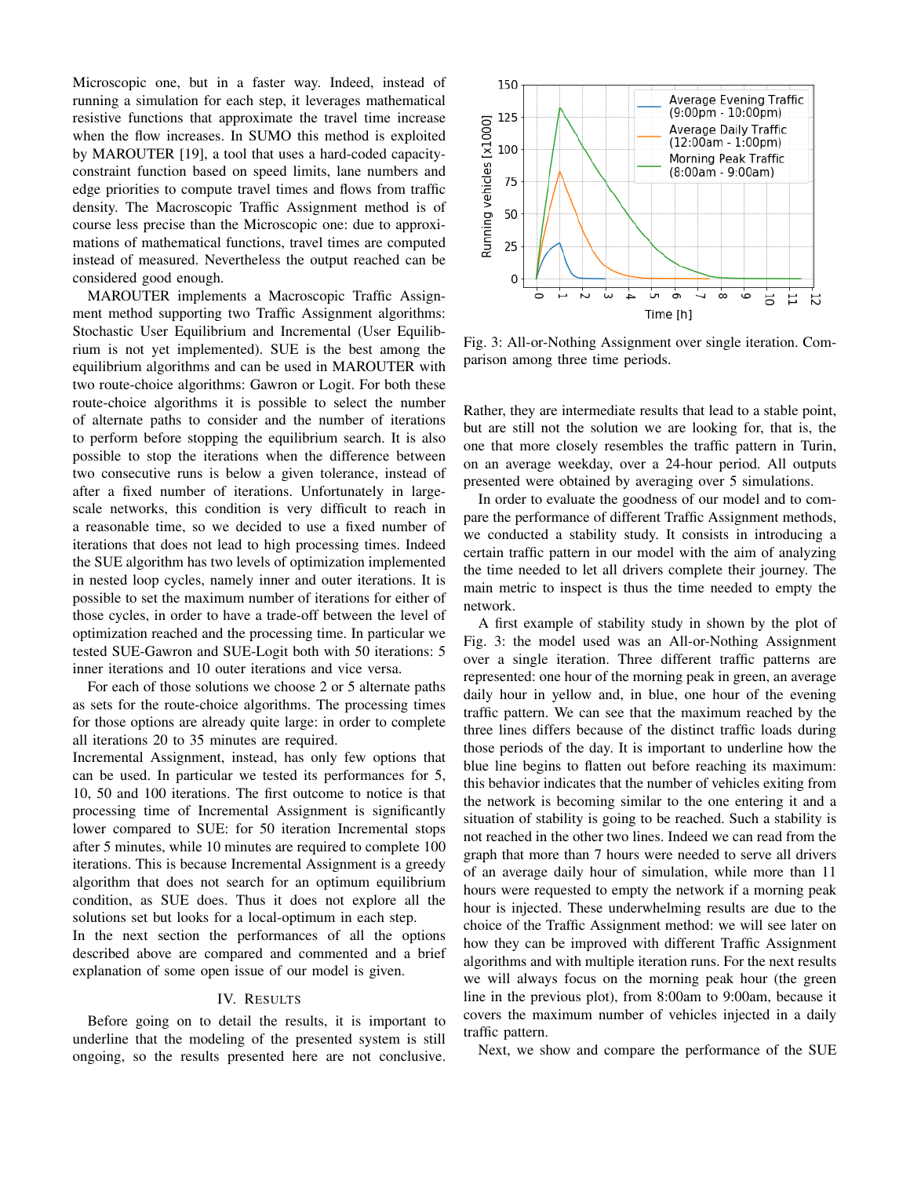Microscopic one, but in a faster way. Indeed, instead of running a simulation for each step, it leverages mathematical resistive functions that approximate the travel time increase when the flow increases. In SUMO this method is exploited by MAROUTER [19], a tool that uses a hard-coded capacity-constraint function based on speed limits, lane numbers and edge priorities to compute travel times and flows from traffic density. The Macroscopic Traffic Assignment method is of course less precise than the Microscopic one: due to approximations of mathematical functions, travel times are computed instead of measured. Nevertheless the output reached can be considered good enough.

MAROUTER implements a Macroscopic Traffic Assignment method supporting two Traffic Assignment algorithms: Stochastic User Equilibrium and Incremental (User Equilibrium is not yet implemented). SUE is the best among the equilibrium algorithms and can be used in MAROUTER with two route-choice algorithms: Gawron or Logit. For both these route-choice algorithms it is possible to select the number of alternate paths to consider and the number of iterations to perform before stopping the equilibrium search. It is also possible to stop the iterations when the difference between two consecutive runs is below a given tolerance, instead of after a fixed number of iterations. Unfortunately in large-scale networks, this condition is very difficult to reach in a reasonable time, so we decided to use a fixed number of iterations that does not lead to high processing times. Indeed the SUE algorithm has two levels of optimization implemented in nested loop cycles, namely inner and outer iterations. It is possible to set the maximum number of iterations for either of those cycles, in order to have a trade-off between the level of optimization reached and the processing time. In particular we tested SUE-Gawron and SUE-Logit both with 50 iterations: 5 inner iterations and 10 outer iterations and vice versa.

For each of those solutions we choose 2 or 5 alternate paths as sets for the route-choice algorithms. The processing times for those options are already quite large: in order to complete all iterations 20 to 35 minutes are required.

Incremental Assignment, instead, has only few options that can be used. In particular we tested its performances for 5, 10, 50 and 100 iterations. The first outcome to notice is that processing time of Incremental Assignment is significantly lower compared to SUE: for 50 iteration Incremental stops after 5 minutes, while 10 minutes are required to complete 100 iterations. This is because Incremental Assignment is a greedy algorithm that does not search for an optimum equilibrium condition, as SUE does. Thus it does not explore all the solutions set but looks for a local-optimum in each step.

In the next section the performances of all the options described above are compared and commented and a brief explanation of some open issue of our model is given.

## IV. Results

Before going on to detail the results, it is important to underline that the modeling of the presented system is still ongoing, so the results presented here are not conclusive. Rather, they are intermediate results that lead to a stable point, but are still not the solution we are looking for, that is, the one that more closely resembles the traffic pattern in Turin, on an average weekday, over a 24-hour period. All outputs presented were obtained by averaging over 5 simulations.

Fig. 3: All-or-Nothing Assignment over single iteration. Comparison among three time periods.

In order to evaluate the goodness of our model and to compare the performance of different Traffic Assignment methods, we conducted a stability study. It consists in introducing a certain traffic pattern in our model with the aim of analyzing the time needed to let all drivers complete their journey. The main metric to inspect is thus the time needed to empty the network.

A first example of stability study in shown by the plot of Fig. 3: the model used was an All-or-Nothing Assignment over a single iteration. Three different traffic patterns are represented: one hour of the morning peak in green, an average daily hour in yellow and, in blue, one hour of the evening traffic pattern. We can see that the maximum reached by the three lines differs because of the distinct traffic loads during those periods of the day. It is important to underline how the blue line begins to flatten out before reaching its maximum: this behavior indicates that the number of vehicles exiting from the network is becoming similar to the one entering it and a situation of stability is going to be reached. Such a stability is not reached in the other two lines. Indeed we can read from the graph that more than 7 hours were needed to serve all drivers of an average daily hour of simulation, while more than 11 hours were requested to empty the network if a morning peak hour is injected. These underwhelming results are due to the choice of the Traffic Assignment method: we will see later on how they can be improved with different Traffic Assignment algorithms and with multiple iteration runs. For the next results we will always focus on the morning peak hour (the green line in the previous plot), from 8:00am to 9:00am, because it covers the maximum number of vehicles injected in a daily traffic pattern.

Next, we show and compare the performance of the SUE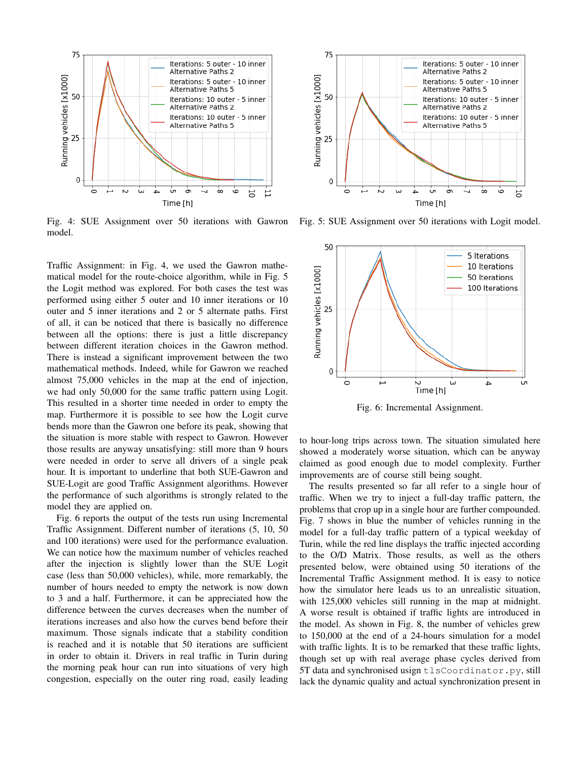Fig. 4: SUE Assignment over 50 iterations with Gawron model.

Fig. 5: SUE Assignment over 50 iterations with Logit model.

Traffic Assignment: in Fig. 4, we used the Gawron mathematical model for the route-choice algorithm, while in Fig. 5 the Logit method was explored. For both cases the test was performed using either 5 outer and 10 inner iterations or 10 outer and 5 inner iterations and 2 or 5 alternate paths. First of all, it can be noticed that there is basically no difference between all the options: there is just a little discrepancy between different iteration choices in the Gawron method. There is instead a significant improvement between the two mathematical methods. Indeed, while for Gawron we reached almost 75,000 vehicles in the map at the end of injection, we had only 50,000 for the same traffic pattern using Logit. This resulted in a shorter time needed in order to empty the map. Furthermore it is possible to see how the Logit curve bends more than the Gawron one before its peak, showing that the situation is more stable with respect to Gawron. However those results are anyway unsatisfying: still more than 9 hours were needed in order to serve all drivers of a single peak hour. It is important to underline that both SUE-Gawron and SUE-Logit are good Traffic Assignment algorithms. However the performance of such algorithms is strongly related to the model they are applied on.

Fig. 6 reports the output of the tests run using Incremental Traffic Assignment. Different number of iterations (5, 10, 50 and 100 iterations) were used for the performance evaluation. We can notice how the maximum number of vehicles reached after the injection is slightly lower than the SUE Logit case (less than 50,000 vehicles), while, more remarkably, the number of hours needed to empty the network is now down to 3 and a half. Furthermore, it can be appreciated how the difference between the curves decreases when the number of iterations increases and also how the curves bend before their maximum. Those signals indicate that a stability condition is reached and it is notable that 50 iterations are sufficient in order to obtain it. Drivers in real traffic in Turin during the morning peak hour can run into situations of very high congestion, especially on the outer ring road, easily leading to hour-long trips across town. The situation simulated here showed a moderately worse situation, which can be anyway claimed as good enough due to model complexity. Further improvements are of course still being sought.

Fig. 6: Incremental Assignment.

The results presented so far all refer to a single hour of traffic. When we try to inject a full-day traffic pattern, the problems that crop up in a single hour are further compounded. Fig. 7 shows in blue the number of vehicles running in the model for a full-day traffic pattern of a typical weekday of Turin, while the red line displays the traffic injected according to the O/D Matrix. Those results, as well as the others presented below, were obtained using 50 iterations of the Incremental Traffic Assignment method. It is easy to notice how the simulator here leads us to an unrealistic situation, with 125,000 vehicles still running in the map at midnight. A worse result is obtained if traffic lights are introduced in the model. As shown in Fig. 8, the number of vehicles grew to 150,000 at the end of a 24-hours simulation for a model with traffic lights. It is to be remarked that these traffic lights, though set up with real average phase cycles derived from 5T data and synchronised usign `tlsCoordinator.py`, still lack the dynamic quality and actual synchronization present in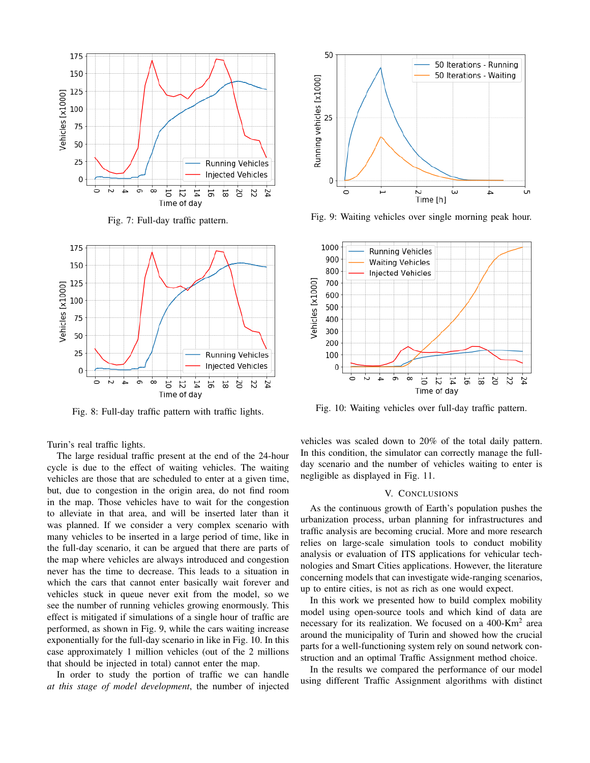Fig. 7: Full-day traffic pattern.

Fig. 8: Full-day traffic pattern with traffic lights.

Fig. 9: Waiting vehicles over single morning peak hour.

Fig. 10: Waiting vehicles over full-day traffic pattern.

Turin's real traffic lights.

The large residual traffic present at the end of the 24-hour cycle is due to the effect of waiting vehicles. The waiting vehicles are those that are scheduled to enter at a given time, but, due to congestion in the origin area, do not find room in the map. Those vehicles have to wait for the congestion to alleviate in that area, and will be inserted later than it was planned. If we consider a very complex scenario with many vehicles to be inserted in a large period of time, like in the full-day scenario, it can be argued that there are parts of the map where vehicles are always introduced and congestion never has the time to decrease. This leads to a situation in which the cars that cannot enter basically wait forever and vehicles stuck in queue never exit from the model, so we see the number of running vehicles growing enormously. This effect is mitigated if simulations of a single hour of traffic are performed, as shown in Fig. 9, while the cars waiting increase exponentially for the full-day scenario in like in Fig. 10. In this case approximately 1 million vehicles (out of the 2 millions that should be injected in total) cannot enter the map.

In order to study the portion of traffic we can handle *at this stage of model development*, the number of injected vehicles was scaled down to 20% of the total daily pattern. In this condition, the simulator can correctly manage the full-day scenario and the number of vehicles waiting to enter is negligible as displayed in Fig. 11.

## V. Conclusions

As the continuous growth of Earth's population pushes the urbanization process, urban planning for infrastructures and traffic analysis are becoming crucial. More and more research relies on large-scale simulation tools to conduct mobility analysis or evaluation of ITS applications for vehicular technologies and Smart Cities applications. However, the literature concerning models that can investigate wide-ranging scenarios, up to entire cities, is not as rich as one would expect.

In this work we presented how to build complex mobility model using open-source tools and which kind of data are necessary for its realization. We focused on a 400-$Km^2$ area around the municipality of Turin and showed how the crucial parts for a well-functioning system rely on sound network construction and an optimal Traffic Assignment method choice.

In the results we compared the performance of our model using different Traffic Assignment algorithms with distinct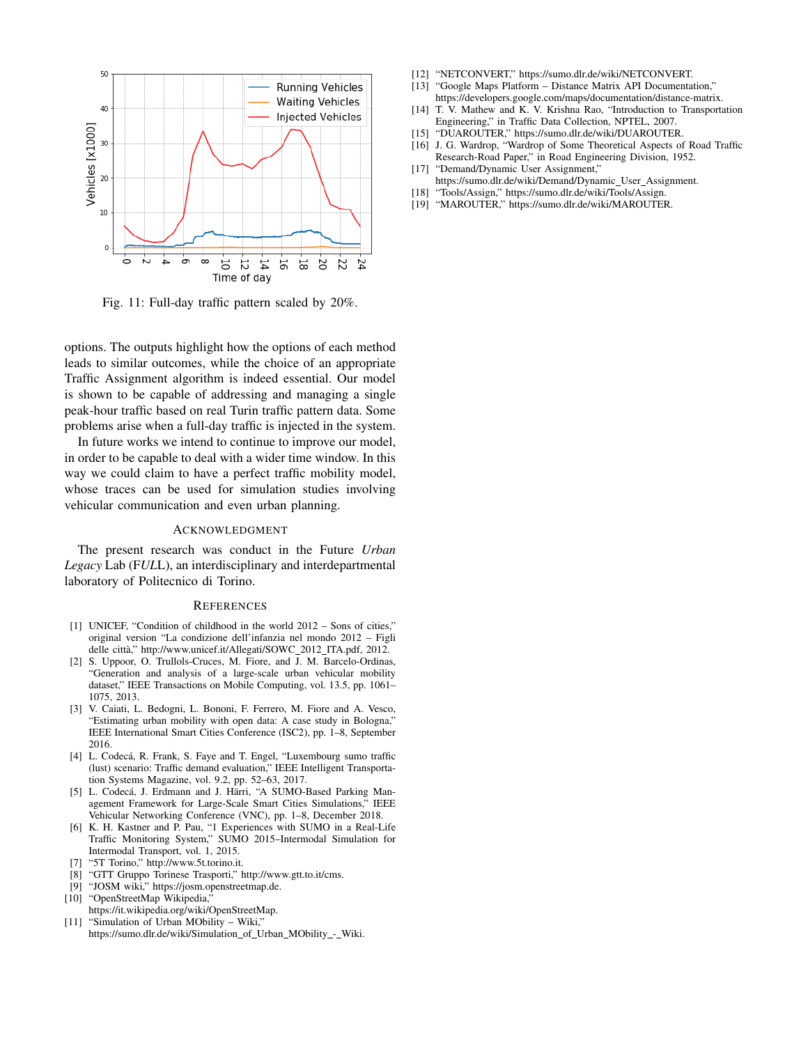Running Vehicles
Waiting Vehicles
Injected Vehicles

Vehicles [x1000]

50
40
30
20
10
0

0 2 4 6 8 10 12 14 16 18 20 22 24

Time of day

Fig. 11: Full-day traffic pattern scaled by 20%.

options. The outputs highlight how the options of each method leads to similar outcomes, while the choice of an appropriate Traffic Assignment algorithm is indeed essential. Our model is shown to be capable of addressing and managing a single peak-hour traffic based on real Turin traffic pattern data. Some problems arise when a full-day traffic is injected in the system.

In future works we intend to continue to improve our model, in order to be capable to deal with a wider time window. In this way we could claim to have a perfect traffic mobility model, whose traces can be used for simulation studies involving vehicular communication and even urban planning.

## Acknowledgment

The present research was conduct in the Future *Urban Legacy* Lab (F*U*LL), an interdisciplinary and interdepartmental laboratory of Politecnico di Torino.

## References

[1] UNICEF, "Condition of childhood in the world 2012 – Sons of cities," original version "La condizione dell'infanzia nel mondo 2012 – Figli delle città," http://www.unicef.it/Allegati/SOWC_2012_ITA.pdf, 2012.

[2] S. Uppoor, O. Trullols-Cruces, M. Fiore, and J. M. Barcelo-Ordinas, "Generation and analysis of a large-scale urban vehicular mobility dataset," IEEE Transactions on Mobile Computing, vol. 13.5, pp. 1061–1075, 2013.

[3] V. Caiati, L. Bedogni, L. Bononi, F. Ferrero, M. Fiore and A. Vesco, "Estimating urban mobility with open data: A case study in Bologna," IEEE International Smart Cities Conference (ISC2), pp. 1–8, September 2016.

[4] L. Codecá, R. Frank, S. Faye and T. Engel, "Luxembourg sumo traffic (lust) scenario: Traffic demand evaluation," IEEE Intelligent Transportation Systems Magazine, vol. 9.2, pp. 52–63, 2017.

[5] L. Codecá, J. Erdmann and J. Härri, "A SUMO-Based Parking Management Framework for Large-Scale Smart Cities Simulations," IEEE Vehicular Networking Conference (VNC), pp. 1–8, December 2018.

[6] K. H. Kastner and P. Pau, "1 Experiences with SUMO in a Real-Life Traffic Monitoring System," SUMO 2015–Intermodal Simulation for Intermodal Transport, vol. 1, 2015.

[7] "5T Torino," http://www.5t.torino.it.

[8] "GTT Gruppo Torinese Trasporti," http://www.gtt.to.it/cms.

[9] "JOSM wiki," https://josm.openstreetmap.de.

[10] "OpenStreetMap Wikipedia," https://it.wikipedia.org/wiki/OpenStreetMap.

[11] "Simulation of Urban MObility – Wiki," https://sumo.dlr.de/wiki/Simulation_of_Urban_MObility_-_Wiki.

[12] "NETCONVERT," https://sumo.dlr.de/wiki/NETCONVERT.

[13] "Google Maps Platform – Distance Matrix API Documentation," https://developers.google.com/maps/documentation/distance-matrix.

[14] T. V. Mathew and K. V. Krishna Rao, "Introduction to Transportation Engineering," in Traffic Data Collection, NPTEL, 2007.

[15] "DUAROUTER," https://sumo.dlr.de/wiki/DUAROUTER.

[16] J. G. Wardrop, "Wardrop of Some Theoretical Aspects of Road Traffic Research-Road Paper," in Road Engineering Division, 1952.

[17] "Demand/Dynamic User Assignment," https://sumo.dlr.de/wiki/Demand/Dynamic_User_Assignment.

[18] "Tools/Assign," https://sumo.dlr.de/wiki/Tools/Assign.

[19] "MAROUTER," https://sumo.dlr.de/wiki/MAROUTER.